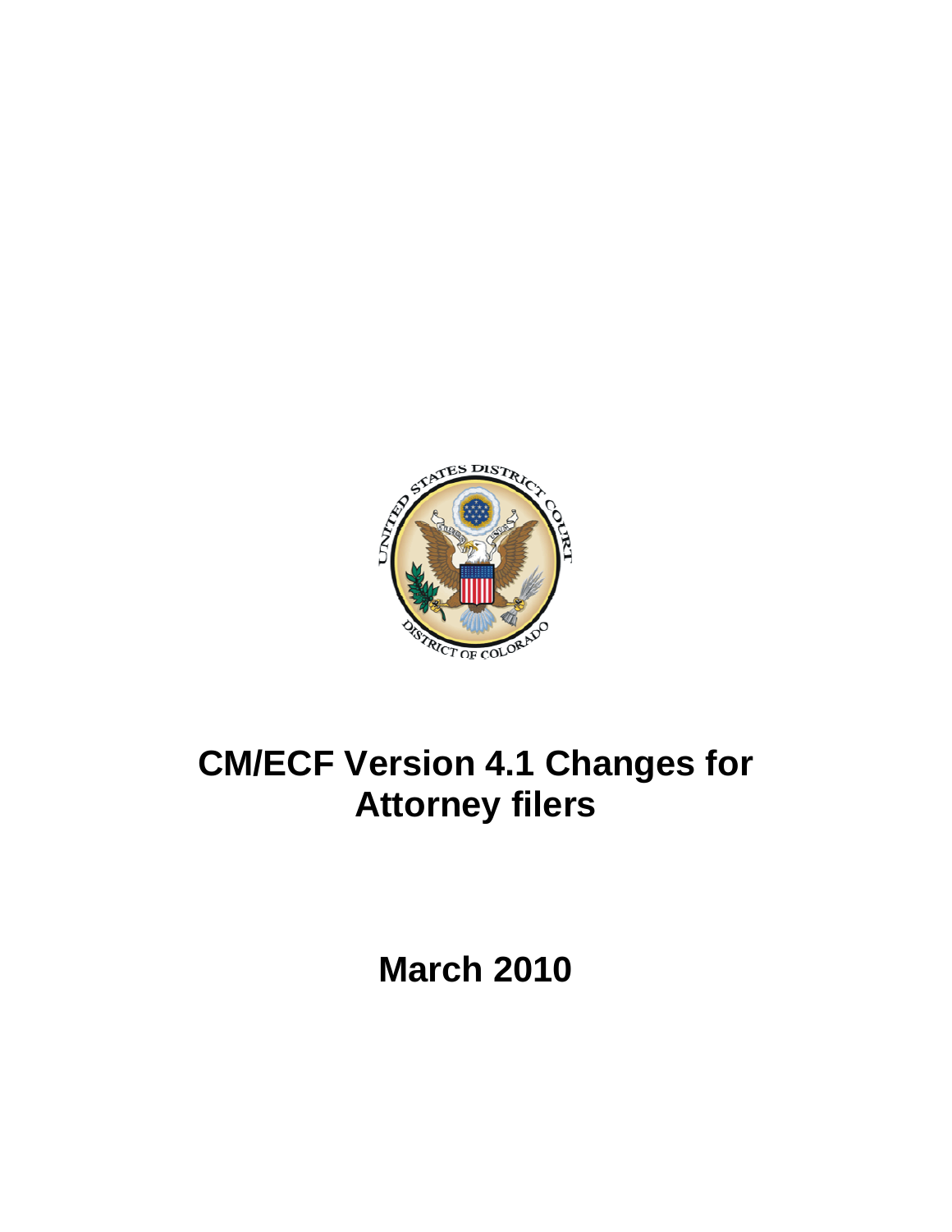# CM/ECF Version 4.1 Changes for Attorney filers

## March 2010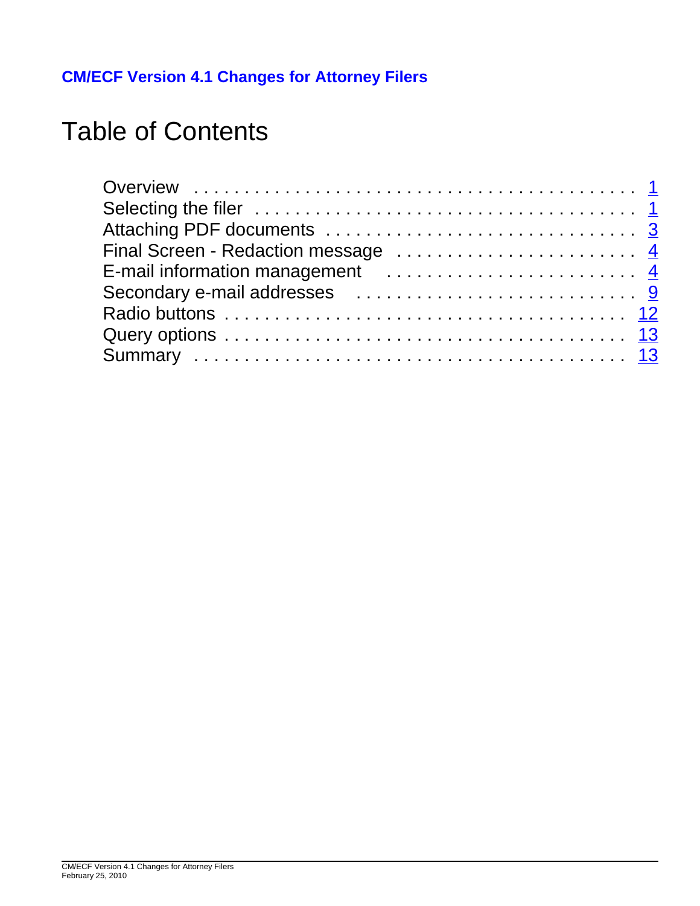**CM/ECF Version 4.1 Changes for Attorney Filers**

# Table of Contents

| Section | Page |
| --- | --- |
| Overview | 1 |
| Selecting the filer | 1 |
| Attaching PDF documents | 3 |
| Final Screen - Redaction message | 4 |
| E-mail information management | 4 |
| Secondary e-mail addresses | 9 |
| Radio buttons | 12 |
| Query options | 13 |
| Summary | 13 |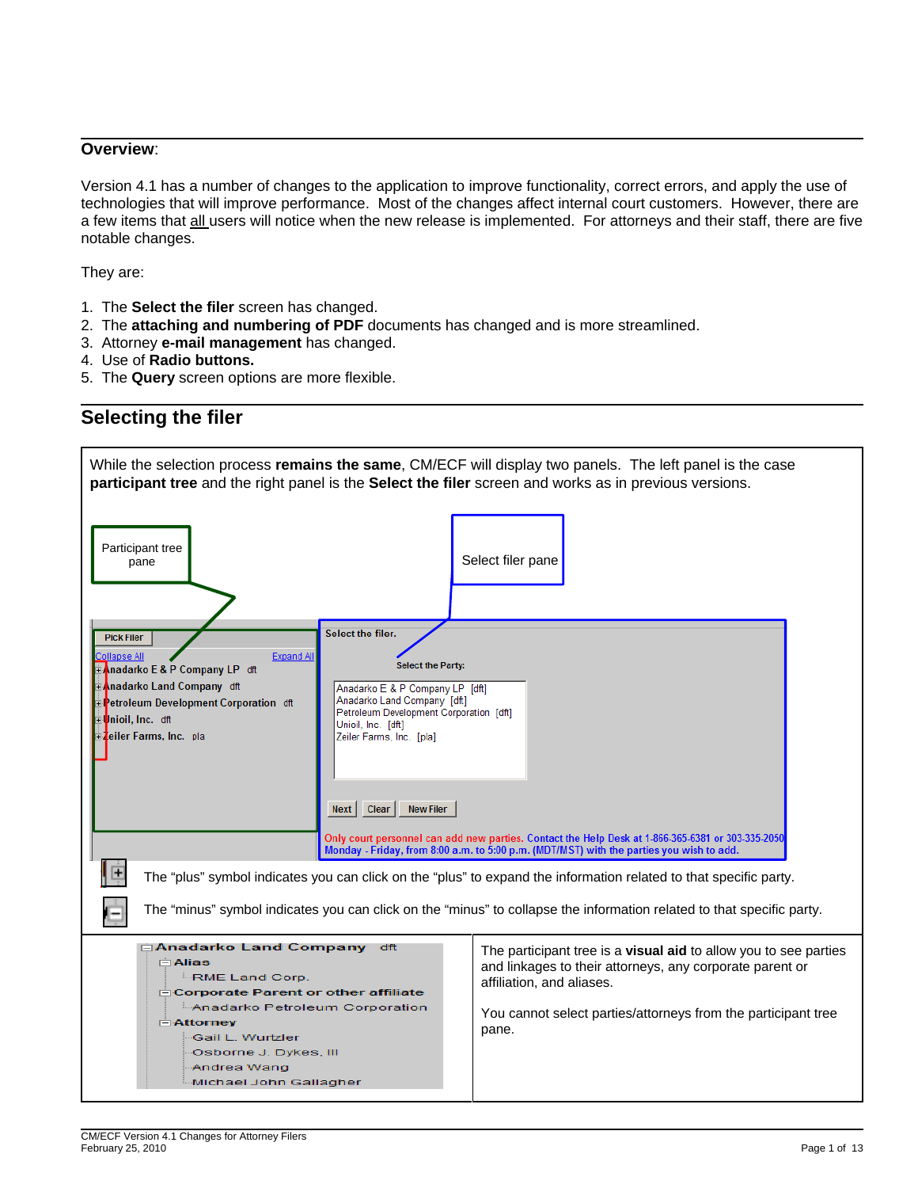## Overview:

Version 4.1 has a number of changes to the application to improve functionality, correct errors, and apply the use of technologies that will improve performance. Most of the changes affect internal court customers. However, there are a few items that all users will notice when the new release is implemented. For attorneys and their staff, there are five notable changes.

They are:

1. The **Select the filer** screen has changed.
2. The **attaching and numbering of PDF** documents has changed and is more streamlined.
3. Attorney **e-mail management** has changed.
4. Use of **Radio buttons.**
5. The **Query** screen options are more flexible.

## Selecting the filer

While the selection process **remains the same**, CM/ECF will display two panels. The left panel is the case **participant tree** and the right panel is the **Select the filer** screen and works as in previous versions.

Participant tree pane

Select filer pane

Pick Filer

Collapse All Expand All

- Anadarko E & P Company LP dft
- Anadarko Land Company dft
- Petroleum Development Corporation dft
- Unioil, Inc. dft
- Zeiler Farms, Inc. pla

Select the filer.

Select the Party:

Anadarko E & P Company LP [dft]
Anadarko Land Company [dft]
Petroleum Development Corporation [dft]
Unioil, Inc. [dft]
Zeiler Farms, Inc. [pla]

Next | Clear | New Filer

Only court personnel can add new parties. Contact the Help Desk at 1-866-365-6381 or 303-335-2050 Monday - Friday, from 8:00 a.m. to 5:00 p.m. (MDT/MST) with the parties you wish to add.

The "plus" symbol indicates you can click on the "plus" to expand the information related to that specific party.

The "minus" symbol indicates you can click on the "minus" to collapse the information related to that specific party.

Anadarko Land Company dft
- Alias
  - RME Land Corp.
- Corporate Parent or other affiliate
  - Anadarko Petroleum Corporation
- Attorney
  - Gail L. Wurtzler
  - Osborne J. Dykes, III
  - Andrea Wang
  - Michael John Gallagher

The participant tree is a **visual aid** to allow you to see parties and linkages to their attorneys, any corporate parent or affiliation, and aliases.

You cannot select parties/attorneys from the participant tree pane.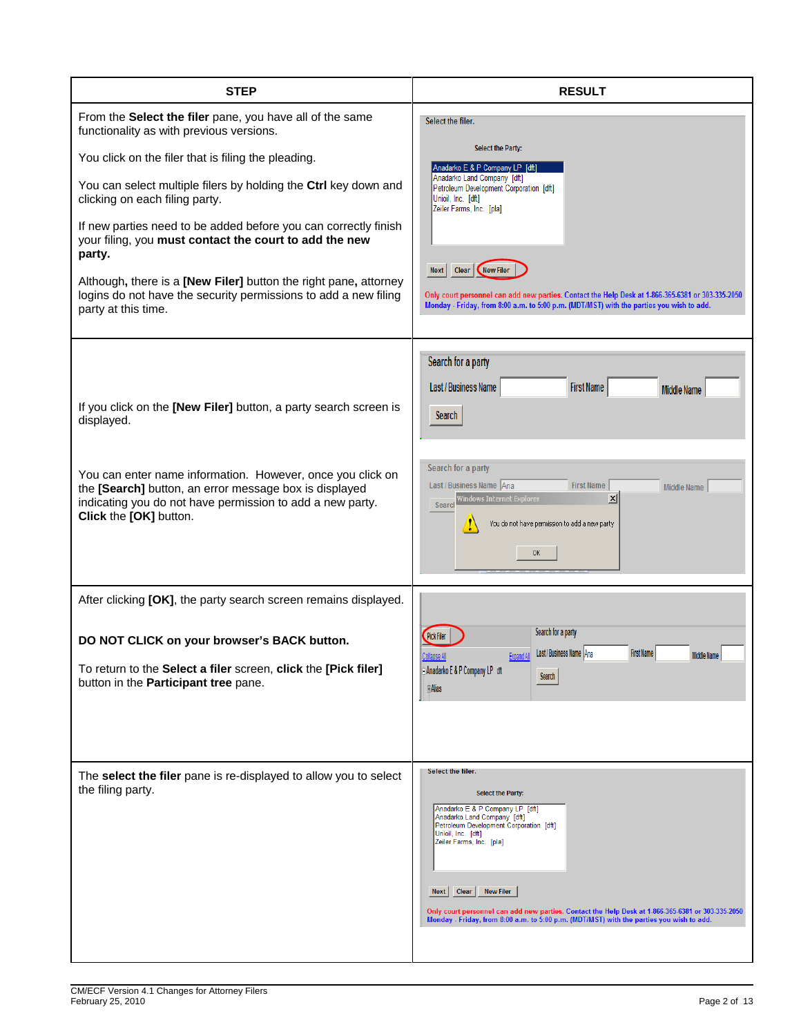| STEP | RESULT |
| --- | --- |
| From the **Select the filer** pane, you have all of the same functionality as with previous versions.<br><br>You click on the filer that is filing the pleading.<br><br>You can select multiple filers by holding the **Ctrl** key down and clicking on each filing party.<br><br>If new parties need to be added before you can correctly finish your filing, you **must contact the court to add the new party.**<br><br>Although**,** there is a **[New Filer]** button the right pane**,** attorney logins do not have the security permissions to add a new filing party at this time. | Select the filer.<br>Select the Party:<br>Anadarko E & P Company LP [dft]<br>Anadarko Land Company [dft]<br>Petroleum Development Corporation [dft]<br>Unioil, Inc. [dft]<br>Zeiler Farms, Inc. [pla]<br>Next Clear New Filer<br>Only court personnel can add new parties. Contact the Help Desk at 1-866-365-6381 or 303-335-2050 Monday - Friday, from 8:00 a.m. to 5:00 p.m. (MDT/MST) with the parties you wish to add. |
| If you click on the **[New Filer]** button, a party search screen is displayed.<br><br>You can enter name information. However, once you click on the **[Search]** button, an error message box is displayed indicating you do not have permission to add a new party. **Click** the **[OK]** button. | Search for a party<br>Last / Business Name First Name Middle Name<br>Search<br><br>Search for a party<br>Last / Business Name Ana First Name Middle Name<br>Windows Internet Explorer<br>You do not have permission to add a new party<br>OK |
| After clicking **[OK]**, the party search screen remains displayed.<br><br>**DO NOT CLICK on your browser's BACK button.**<br><br>To return to the **Select a filer** screen, **click** the **[Pick filer]** button in the **Participant tree** pane. | Pick Filer<br>Collapse All Expand All<br>Anadarko E & P Company LP dft<br>Alias<br>Search for a party<br>Last / Business Name Ana First Name Middle Name<br>Search |
| The **select the filer** pane is re-displayed to allow you to select the filing party. | Select the filer.<br>Select the Party:<br>Anadarko E & P Company LP [dft]<br>Anadarko Land Company [dft]<br>Petroleum Development Corporation [dft]<br>Unioil, Inc. [dft]<br>Zeiler Farms, Inc. [pla]<br>Next Clear New Filer<br>Only court personnel can add new parties. Contact the Help Desk at 1-866-365-6381 or 303-335-2050 Monday - Friday, from 8:00 a.m. to 5:00 p.m. (MDT/MST) with the parties you wish to add. |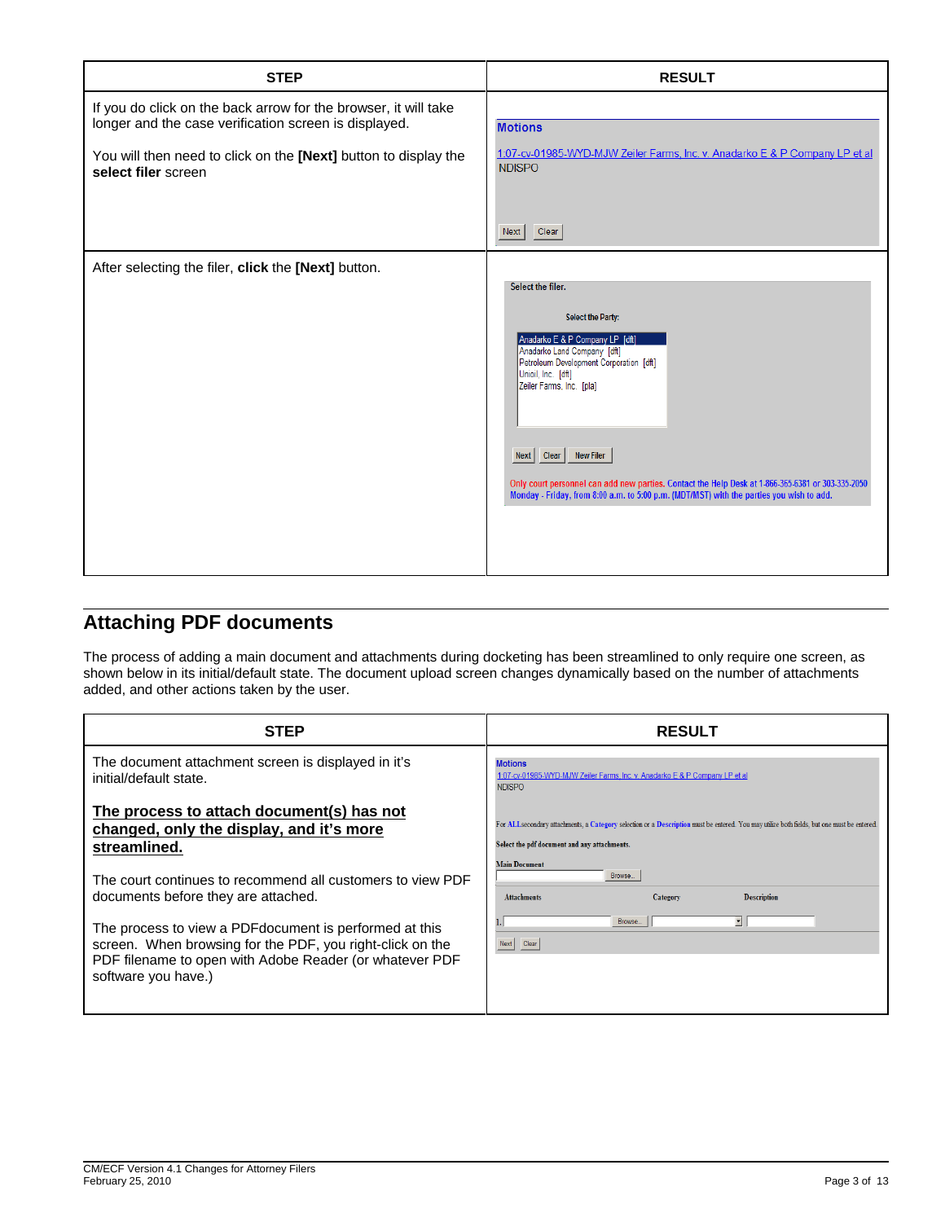| STEP | RESULT |
| --- | --- |
| If you do click on the back arrow for the browser, it will take longer and the case verification screen is displayed.<br><br>You will then need to click on the **[Next]** button to display the **select filer** screen | Motions<br>1:07-cv-01985-WYD-MJW Zeiler Farms, Inc. v. Anadarko E & P Company LP et al<br>NDISPO<br>Next Clear |
| After selecting the filer, **click** the **[Next]** button. | Select the filer.<br>Select the Party:<br>Anadarko E & P Company LP [dft]<br>Anadarko Land Company [dft]<br>Petroleum Development Corporation [dft]<br>Unioil, Inc. [dft]<br>Zeiler Farms, Inc. [pla]<br>Next Clear New Filer<br>Only court personnel can add new parties. Contact the Help Desk at 1-866-365-6381 or 303-335-2050 Monday - Friday, from 8:00 a.m. to 5:00 p.m. (MDT/MST) with the parties you wish to add. |

## Attaching PDF documents

The process of adding a main document and attachments during docketing has been streamlined to only require one screen, as shown below in its initial/default state. The document upload screen changes dynamically based on the number of attachments added, and other actions taken by the user.

| STEP | RESULT |
| --- | --- |
| The document attachment screen is displayed in it's initial/default state.<br><br>**<u>The process to attach document(s) has not changed, only the display, and it's more streamlined.</u>**<br><br>The court continues to recommend all customers to view PDF documents before they are attached.<br><br>The process to view a PDFdocument is performed at this screen. When browsing for the PDF, you right-click on the PDF filename to open with Adobe Reader (or whatever PDF software you have.) | Motions<br>1:07-cv-01985-WYD-MJW Zeiler Farms, Inc. v. Anadarko E & P Company LP et al<br>NDISPO<br>For ALL secondary attachments, a Category selection or a Description must be entered. You may utilize both fields, but one must be entered.<br>Select the pdf document and any attachments.<br>Main Document Browse...<br>Attachments Category Description<br>1. Browse...<br>Next Clear |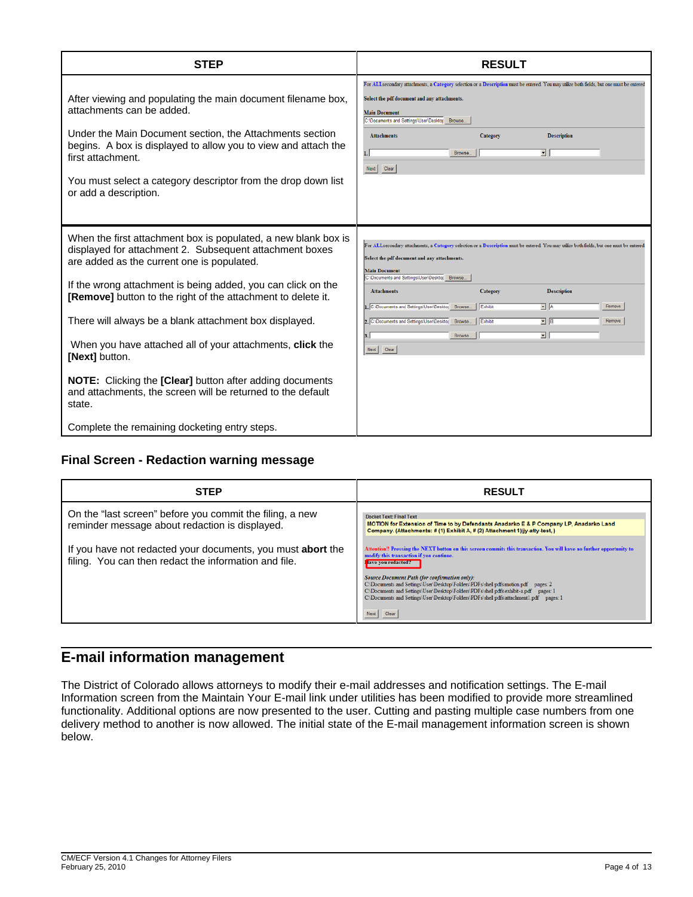| STEP | RESULT |
|---|---|
| After viewing and populating the main document filename box, attachments can be added.<br><br>Under the Main Document section, the Attachments section begins. A box is displayed to allow you to view and attach the first attachment.<br><br>You must select a category descriptor from the drop down list or add a description. | |
| When the first attachment box is populated, a new blank box is displayed for attachment 2. Subsequent attachment boxes are added as the current one is populated.<br><br>If the wrong attachment is being added, you can click on the **[Remove]** button to the right of the attachment to delete it.<br><br>There will always be a blank attachment box displayed.<br><br>When you have attached all of your attachments, **click** the **[Next]** button.<br><br>**NOTE:** Clicking the **[Clear]** button after adding documents and attachments, the screen will be returned to the default state.<br><br>Complete the remaining docketing entry steps. | |

### Final Screen - Redaction warning message

| STEP | RESULT |
|---|---|
| On the "last screen" before you commit the filing, a new reminder message about redaction is displayed.<br><br>If you have not redacted your documents, you must **abort** the filing. You can then redact the information and file. | |

## E-mail information management

The District of Colorado allows attorneys to modify their e-mail addresses and notification settings. The E-mail Information screen from the Maintain Your E-mail link under utilities has been modified to provide more streamlined functionality. Additional options are now presented to the user. Cutting and pasting multiple case numbers from one delivery method to another is now allowed. The initial state of the E-mail management information screen is shown below.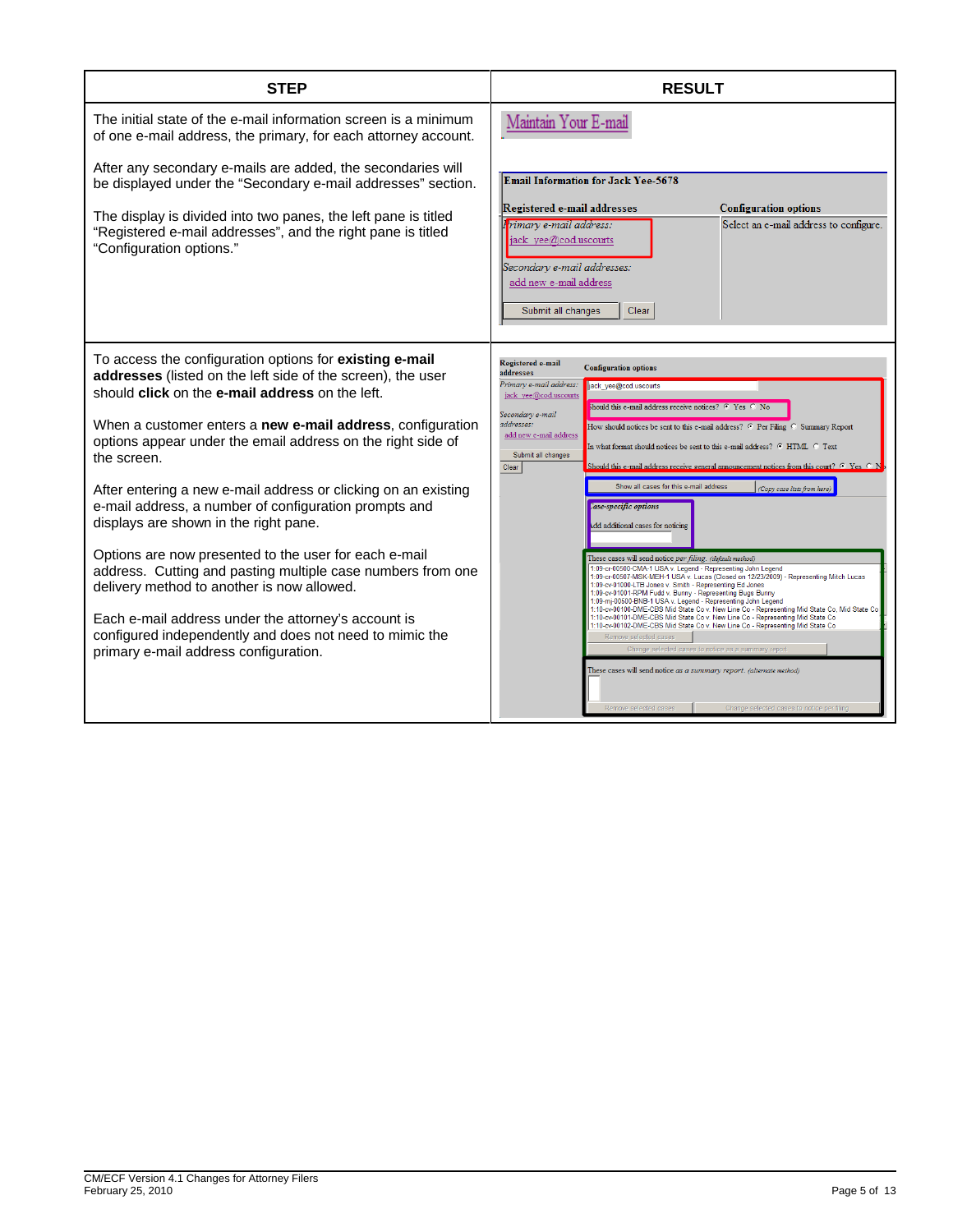| STEP | RESULT |
| --- | --- |
| The initial state of the e-mail information screen is a minimum of one e-mail address, the primary, for each attorney account.<br><br>After any secondary e-mails are added, the secondaries will be displayed under the "Secondary e-mail addresses" section.<br><br>The display is divided into two panes, the left pane is titled "Registered e-mail addresses", and the right pane is titled "Configuration options." | Maintain Your E-mail<br><br>Email Information for Jack Yee-5678<br><br>Registered e-mail addresses — Configuration options<br>Primary e-mail address: jack_yee@cod.uscourts<br>Select an e-mail address to configure.<br>Secondary e-mail addresses: add new e-mail address<br>Submit all changes — Clear |
| To access the configuration options for **existing e-mail addresses** (listed on the left side of the screen), the user should **click** on the **e-mail address** on the left.<br><br>When a customer enters a **new e-mail address**, configuration options appear under the email address on the right side of the screen.<br><br>After entering a new e-mail address or clicking on an existing e-mail address, a number of configuration prompts and displays are shown in the right pane.<br><br>Options are now presented to the user for each e-mail address. Cutting and pasting multiple case numbers from one delivery method to another is now allowed.<br><br>Each e-mail address under the attorney's account is configured independently and does not need to mimic the primary e-mail address configuration. | |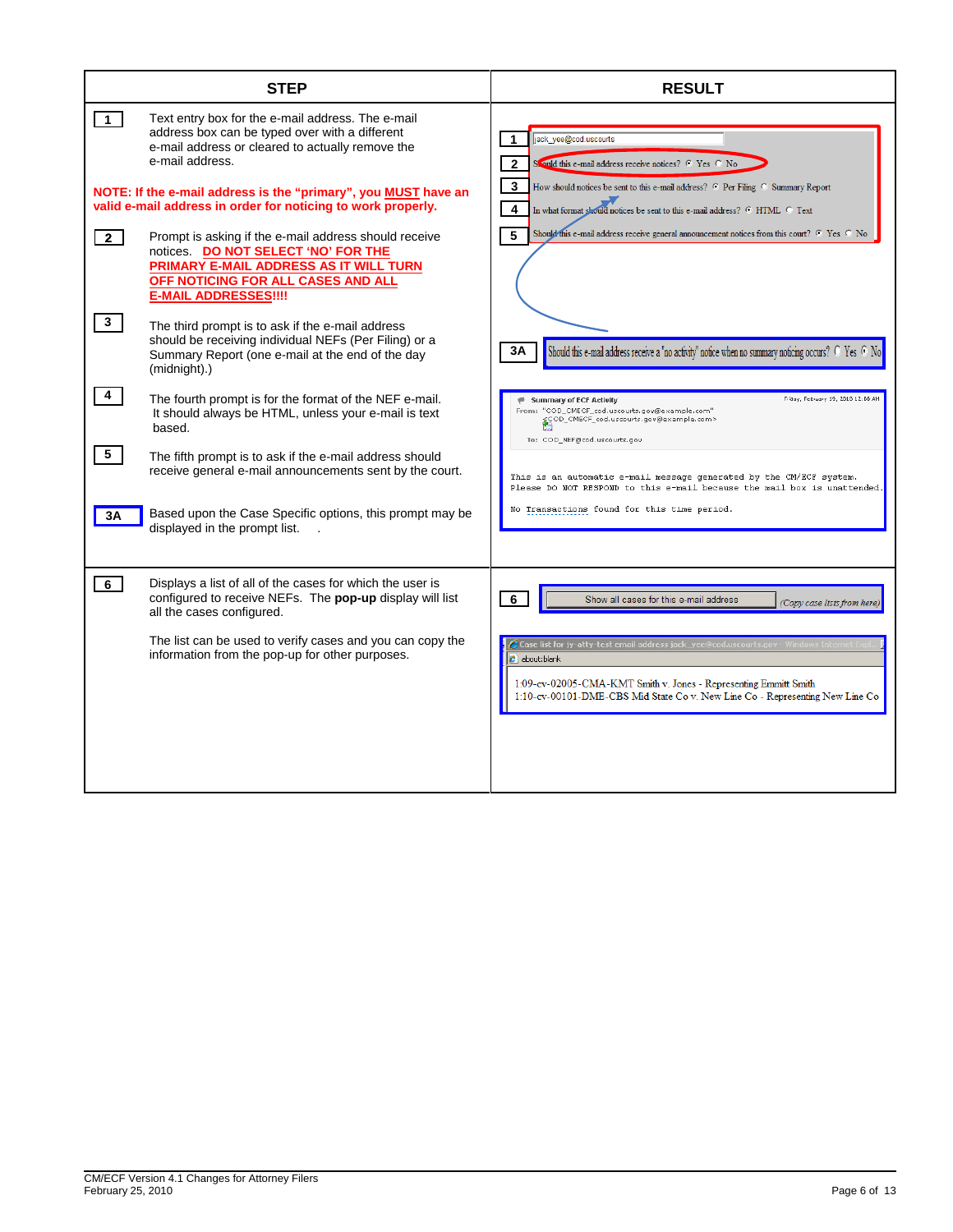| STEP | RESULT |
|---|---|
| **1** Text entry box for the e-mail address. The e-mail address box can be typed over with a different e-mail address or cleared to actually remove the e-mail address.<br><br>**NOTE: If the e-mail address is the "primary", you MUST have an valid e-mail address in order for noticing to work properly.**<br><br>**2** Prompt is asking if the e-mail address should receive notices. **DO NOT SELECT 'NO' FOR THE PRIMARY E-MAIL ADDRESS AS IT WILL TURN OFF NOTICING FOR ALL CASES AND ALL E-MAIL ADDRESSES!!!!**<br><br>**3** The third prompt is to ask if the e-mail address should be receiving individual NEFs (Per Filing) or a Summary Report (one e-mail at the end of the day (midnight).)<br><br>**4** The fourth prompt is for the format of the NEF e-mail. It should always be HTML, unless your e-mail is text based.<br><br>**5** The fifth prompt is to ask if the e-mail address should receive general e-mail announcements sent by the court.<br><br>**3A** Based upon the Case Specific options, this prompt may be displayed in the prompt list. | **1** jack_yee@cod.uscourts<br>**2** Should this e-mail address receive notices? ◉ Yes ○ No<br>**3** How should notices be sent to this e-mail address? ◉ Per Filing ○ Summary Report<br>**4** In what format should notices be sent to this e-mail address? ◉ HTML ○ Text<br>**5** Should this e-mail address receive general announcement notices from this court? ◉ Yes ○ No<br><br>**3A** Should this e-mail address receive a 'no activity' notice when no summary noticing occurs? ○ Yes ◉ No<br><br>Summary of ECF Activity — Friday, February 19, 2010 12:06 AM<br>From: "COD_CMECF_cod.uscourts.gov@example.com" <COD_CMECF_cod.uscourts.gov@example.com><br>To: COD_NEF@cod.uscourts.gov<br>This is an automatic e-mail message generated by the CM/ECF system. Please DO NOT RESPOND to this e-mail because the mail box is unattended.<br>No Transactions found for this time period. |
| **6** Displays a list of all of the cases for which the user is configured to receive NEFs. The **pop-up** display will list all the cases configured.<br><br>The list can be used to verify cases and you can copy the information from the pop-up for other purposes. | **6** Show all cases for this e-mail address *(Copy case lists from here)*<br><br>Case list for jy-atty-test email address jack_yee@cod.uscourts.gov - Windows Internet Expl...<br>about:blank<br>1:09-cv-02005-CMA-KMT Smith v. Jones - Representing Emmitt Smith<br>1:10-cv-00101-DME-CBS Mid State Co v. New Line Co - Representing New Line Co |

CM/ECF Version 4.1 Changes for Attorney Filers
February 25, 2010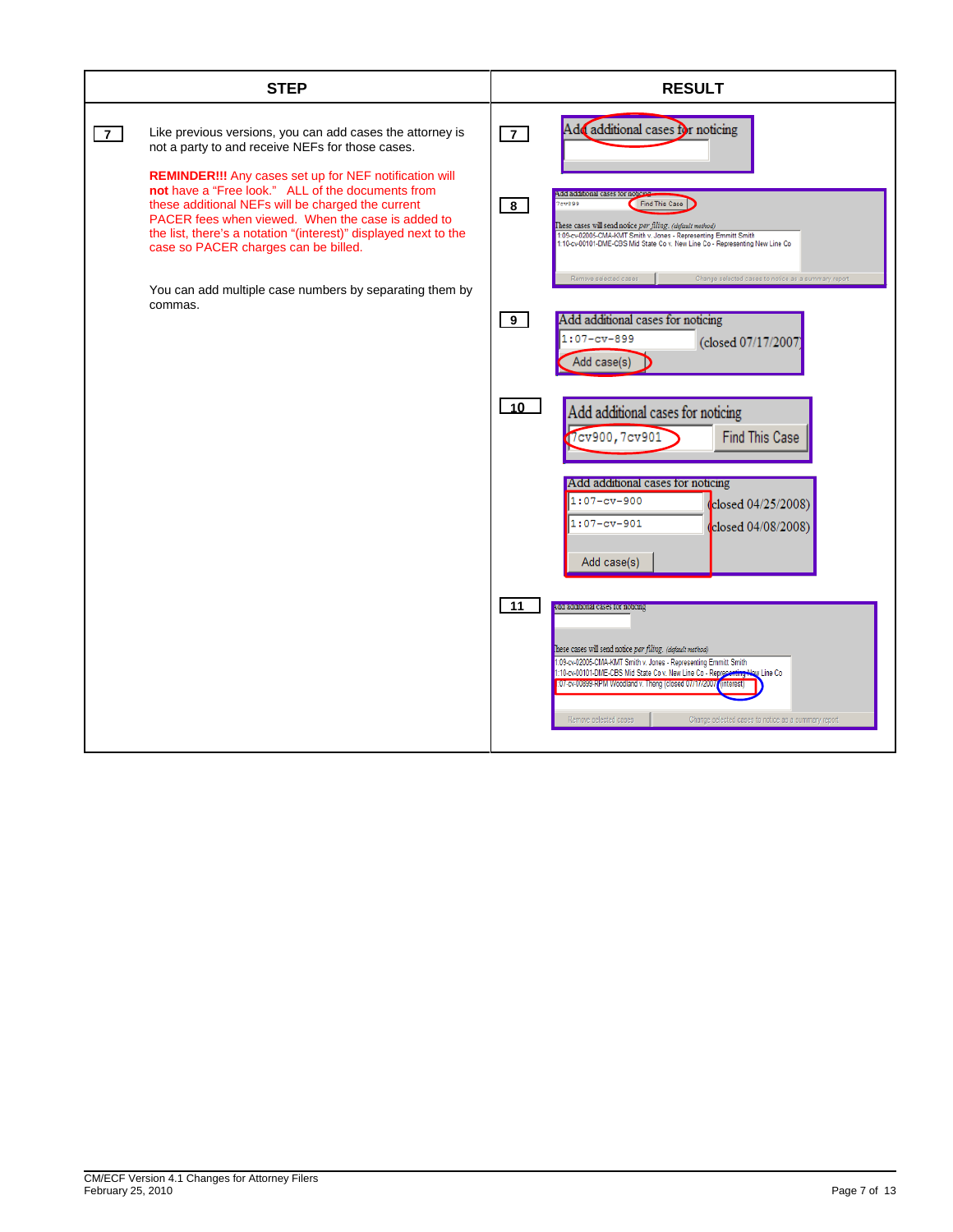| STEP | | RESULT | |
|---|---|---|---|
| 7 | Like previous versions, you can add cases the attorney is not a party to and receive NEFs for those cases.<br><br>**REMINDER!!!** Any cases set up for NEF notification will **not** have a "Free look." ALL of the documents from these additional NEFs will be charged the current PACER fees when viewed. When the case is added to the list, there's a notation "(interest)" displayed next to the case so PACER charges can be billed.<br><br>You can add multiple case numbers by separating them by commas. | 7 | Add additional cases for noticing |
| | | 8 | Add additional cases for noticing<br>7cv899 Find This Case<br>These cases will send notice *per filing*. *(default method)*<br>1:09-cv-02005-CMA-KMT Smith v. Jones - Representing Emmitt Smith<br>1:10-cv-00101-DME-CBS Mid State Co v. New Line Co - Representing New Line Co<br>Remove selected cases / Change selected cases to notice as a summary report |
| | | 9 | Add additional cases for noticing<br>1:07-cv-899 (closed 07/17/2007)<br>Add case(s) |
| | | 10 | Add additional cases for noticing<br>7cv900,7cv901 Find This Case<br><br>Add additional cases for noticing<br>1:07-cv-900 (closed 04/25/2008)<br>1:07-cv-901 (closed 04/08/2008)<br>Add case(s) |
| | | 11 | Add additional cases for noticing<br>These cases will send notice *per filing*. *(default method)*<br>1:09-cv-02005-CMA-KMT Smith v. Jones - Representing Emmitt Smith<br>1:10-cv-00101-DME-CBS Mid State Co v. New Line Co - Representing New Line Co<br>1:07-cv-00899-RPM Woodland v. Theng (closed 07/17/2007) (interest)<br>Remove selected cases / Change selected cases to notice as a summary report |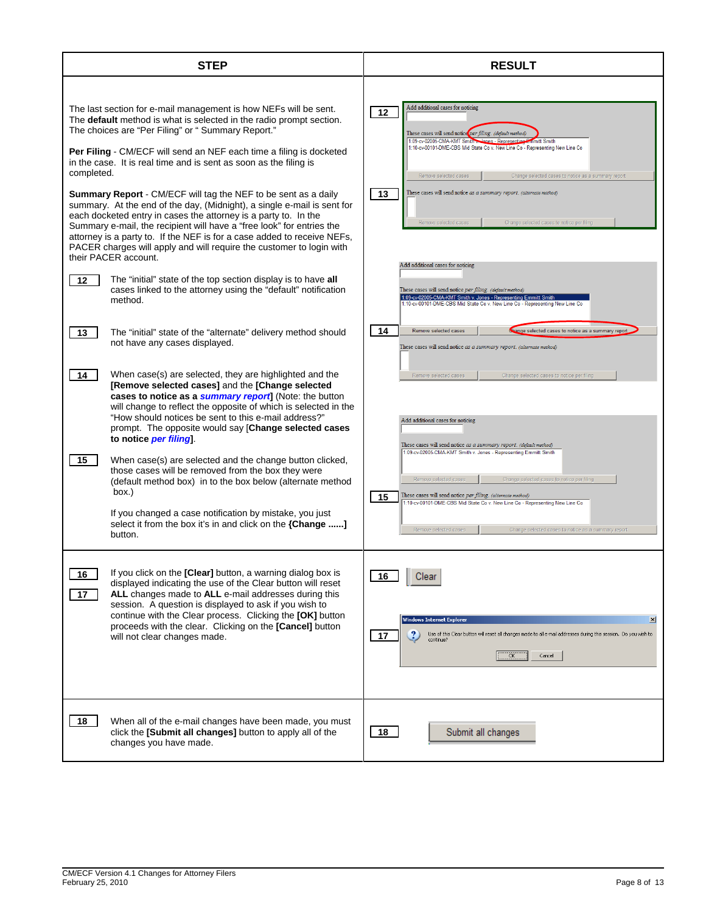| STEP | RESULT |
| --- | --- |
| The last section for e-mail management is how NEFs will be sent. The **default** method is what is selected in the radio prompt section. The choices are "Per Filing" or " Summary Report."<br><br>**Per Filing** - CM/ECF will send an NEF each time a filing is docketed in the case. It is real time and is sent as soon as the filing is completed.<br><br>**Summary Report** - CM/ECF will tag the NEF to be sent as a daily summary. At the end of the day, (Midnight), a single e-mail is sent for each docketed entry in cases the attorney is a party to. In the Summary e-mail, the recipient will have a "free look" for entries the attorney is a party to. If the NEF is for a case added to receive NEFs, PACER charges will apply and will require the customer to login with their PACER account.<br><br>**12** The "initial" state of the top section display is to have **all** cases linked to the attorney using the "default" notification method.<br><br>**13** The "initial" state of the "alternate" delivery method should not have any cases displayed.<br><br>**14** When case(s) are selected, they are highlighted and the **[Remove selected cases]** and the **[Change selected cases to notice as a *summary report*]** (Note: the button will change to reflect the opposite of which is selected in the "How should notices be sent to this e-mail address?" prompt. The opposite would say **[Change selected cases to notice *per filing*]**.<br><br>**15** When case(s) are selected and the change button clicked, those cases will be removed from the box they were (default method box) in to the box below (alternate method box.)<br><br>If you changed a case notification by mistake, you just select it from the box it's in and click on the **{Change ......]** button. | **12** Add additional cases for noticing / These cases will send notice *per filing* (default method) / 1:09-cv-02005-CMA-KMT Smith v. Jones - Representing Emmitt Smith / 1:10-cv-00101-DME-CBS Mid State Co v. New Line Co - Representing New Line Co / Remove selected cases / Change selected cases to notice as a summary report<br><br>**13** These cases will send notice as a *summary report*. (alternate method) / Remove selected cases / Change selected cases to notice per filing<br><br>**14** Add additional cases for noticing / These cases will send notice *per filing* (default method) / 1:09-cv-02005-CMA-KMT Smith v. Jones - Representing Emmitt Smith / 1:10-cv-00101-DME-CBS Mid State Co v. New Line Co - Representing New Line Co / Remove selected cases / Change selected cases to notice as a summary report / These cases will send notice as a *summary report*. (alternate method) / Remove selected cases / Change selected cases to notice per filing<br><br>**15** Add additional cases for noticing / These cases will send notice as a *summary report*. (default method) / 1:09-cv-02005-CMA-KMT Smith v. Jones - Representing Emmitt Smith / Remove selected cases / Change selected cases to notice per filing / These cases will send notice *per filing*. (alternate method) / 1:10-cv-00101-DME-CBS Mid State Co v. New Line Co - Representing New Line Co / Remove selected cases / Change selected cases to notice as a summary report |
| **16** **17** If you click on the **[Clear]** button, a warning dialog box is displayed indicating the use of the Clear button will reset **ALL** changes made to **ALL** e-mail addresses during this session. A question is displayed to ask if you wish to continue with the Clear process. Clicking the **[OK]** button proceeds with the clear. Clicking on the **[Cancel]** button will not clear changes made. | **16** Clear<br><br>**17** Windows Internet Explorer / Use of this Clear button will reset all changes made to all e-mail addresses during this session. Do you wish to continue? / OK / Cancel |
| **18** When all of the e-mail changes have been made, you must click the **[Submit all changes]** button to apply all of the changes you have made. | **18** Submit all changes |

CM/ECF Version 4.1 Changes for Attorney Filers
February 25, 2010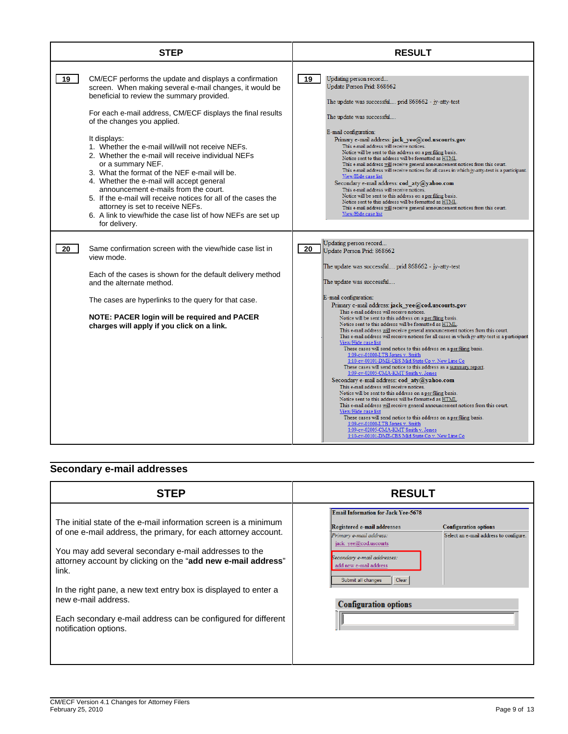| STEP | RESULT |
|---|---|
| **19** CM/ECF performs the update and displays a confirmation screen. When making several e-mail changes, it would be beneficial to review the summary provided.<br><br>For each e-mail address, CM/ECF displays the final results of the changes you applied.<br><br>It displays:<br>1. Whether the e-mail will/will not receive NEFs.<br>2. Whether the e-mail will receive individual NEFs or a summary NEF.<br>3. What the format of the NEF e-mail will be.<br>4. Whether the e-mail will accept general announcement e-mails from the court.<br>5. If the e-mail will receive notices for all of the cases the attorney is set to receive NEFs.<br>6. A link to view/hide the case list of how NEFs are set up for delivery. | **19** Updating person record...<br>Update Person Prid: 868662<br><br>The update was successful.... prid 868662 - jy-atty-test<br><br>The update was successful....<br><br>E-mail configuration:<br>Primary e-mail address: **jack_yee@cod.uscourts.gov**<br>This e-mail address will receive notices.<br>Notice will be sent to this address on a per filing basis.<br>Notice sent to this address will be formatted as HTML.<br>This e-mail address will receive general announcement notices from this court.<br>This e-mail address will receive notices for all cases in which jy-atty-test is a participant.<br>View/Hide case list<br>Secondary e-mail address: **cod_aty@yahoo.com**<br>This e-mail address will receive notices.<br>Notice will be sent to this address on a per filing basis.<br>Notice sent to this address will be formatted as HTML.<br>This e-mail address will receive general announcement notices from this court.<br>View/Hide case list |
| **20** Same confirmation screen with the view/hide case list in view mode.<br><br>Each of the cases is shown for the default delivery method and the alternate method.<br><br>The cases are hyperlinks to the query for that case.<br><br>**NOTE: PACER login will be required and PACER charges will apply if you click on a link.** | **20** Updating person record...<br>Update Person Prid: 868662<br><br>The update was successful.... prid 868662 - jy-atty-test<br><br>The update was successful....<br><br>E-mail configuration:<br>Primary e-mail address: **jack_yee@cod.uscourts.gov**<br>This e-mail address will receive notices.<br>Notice will be sent to this address on a per filing basis.<br>Notice sent to this address will be formatted as HTML.<br>This e-mail address will receive general announcement notices from this court.<br>This e-mail address will receive notices for all cases in which jy-atty-test is a participant<br>View/Hide case list<br>These cases will send notice to this address on a per filing basis.<br>1:09-cv-01000-LTB Jones v. Smith<br>1:10-cv-00101-DME-CBS Mid State Co v. New Line Co<br>These cases will send notice to this address as a summary report.<br>1:09-cv-02005-CMA-KMT Smith v. Jones<br>Secondary e-mail address: **cod_aty@yahoo.com**<br>This e-mail address will receive notices.<br>Notice will be sent to this address on a per filing basis.<br>Notice sent to this address will be formatted as HTML.<br>This e-mail address will receive general announcement notices from this court.<br>View/Hide case list<br>These cases will send notice to this address on a per filing basis.<br>1:09-cv-01000-LTB Jones v. Smith<br>1:09-cv-02005-CMA-KMT Smith v. Jones<br>1:10-cv-00101-DME-CBS Mid State Co v. New Line Co |

## Secondary e-mail addresses

| STEP | RESULT |
|---|---|
| The initial state of the e-mail information screen is a minimum of one e-mail address, the primary, for each attorney account.<br><br>You may add several secondary e-mail addresses to the attorney account by clicking on the "**add new e-mail address**" link.<br><br>In the right pane, a new text entry box is displayed to enter a new e-mail address.<br><br>Each secondary e-mail address can be configured for different notification options. | **Email Information for Jack Yee-5678**<br>Registered e-mail addresses<br>*Primary e-mail address:*<br>jack_yee@cod.uscourts<br>*Secondary e-mail addresses:*<br>add new e-mail address<br>Submit all changes \| Clear<br>**Configuration options**<br>Select an e-mail address to configure.<br><br>**Configuration options** |

CM/ECF Version 4.1 Changes for Attorney Filers
February 25, 2010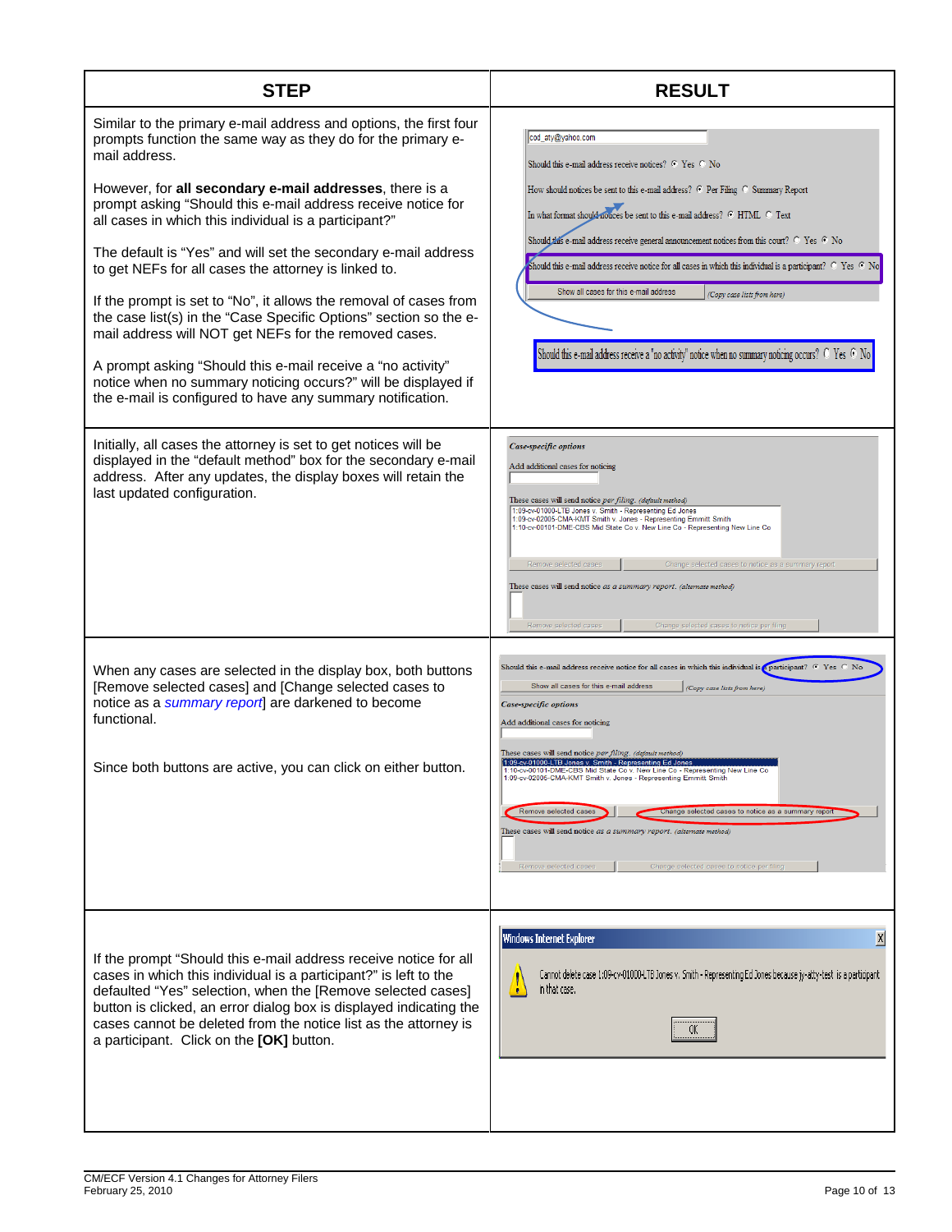| STEP | RESULT |
| --- | --- |
| Similar to the primary e-mail address and options, the first four prompts function the same way as they do for the primary e-mail address.<br><br>However, for **all secondary e-mail addresses**, there is a prompt asking "Should this e-mail address receive notice for all cases in which this individual is a participant?"<br><br>The default is "Yes" and will set the secondary e-mail address to get NEFs for all cases the attorney is linked to.<br><br>If the prompt is set to "No", it allows the removal of cases from the case list(s) in the "Case Specific Options" section so the e-mail address will NOT get NEFs for the removed cases.<br><br>A prompt asking "Should this e-mail receive a "no activity" notice when no summary noticing occurs?" will be displayed if the e-mail is configured to have any summary notification. | |
| Initially, all cases the attorney is set to get notices will be displayed in the "default method" box for the secondary e-mail address. After any updates, the display boxes will retain the last updated configuration. | |
| When any cases are selected in the display box, both buttons [Remove selected cases] and [Change selected cases to notice as a *summary report*] are darkened to become functional.<br><br>Since both buttons are active, you can click on either button. | |
| If the prompt "Should this e-mail address receive notice for all cases in which this individual is a participant?" is left to the defaulted "Yes" selection, when the [Remove selected cases] button is clicked, an error dialog box is displayed indicating the cases cannot be deleted from the notice list as the attorney is a participant. Click on the **[OK]** button. | |

CM/ECF Version 4.1 Changes for Attorney Filers
February 25, 2010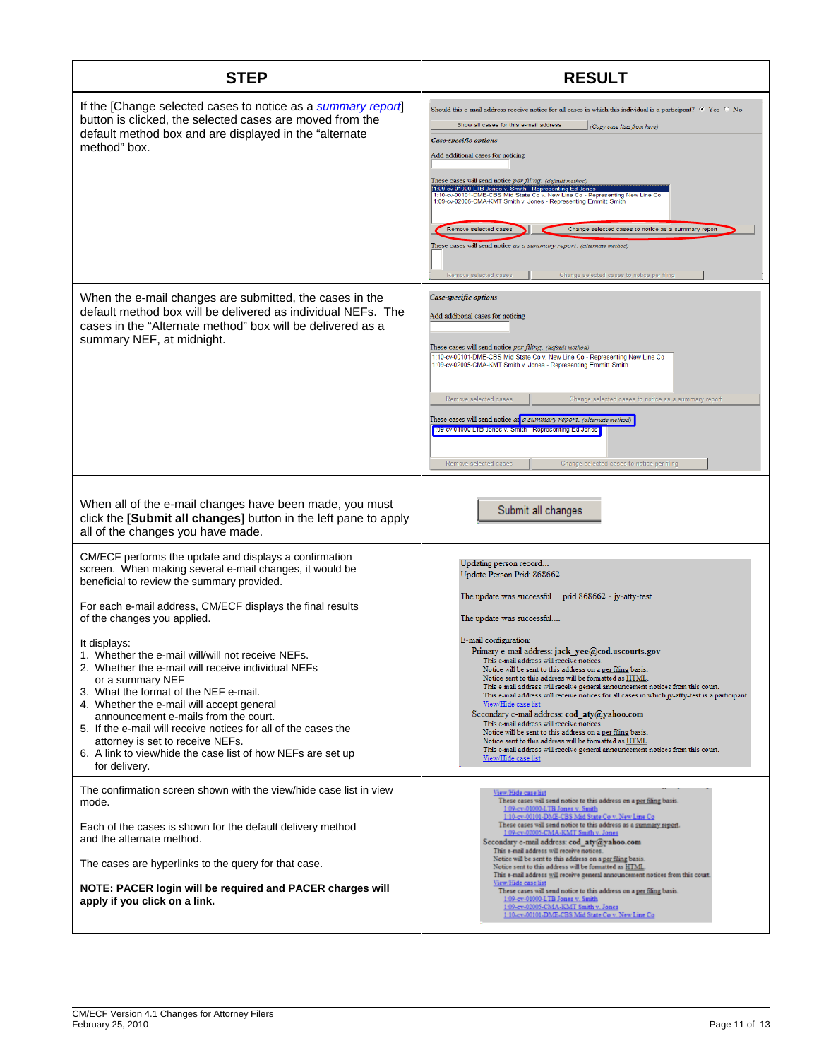| STEP | RESULT |
| --- | --- |
| If the [Change selected cases to notice as a *summary report*] button is clicked, the selected cases are moved from the default method box and are displayed in the "alternate method" box. | Should this e-mail address receive notice for all cases in which this individual is a participant? Yes No<br>Show all cases for this e-mail address (Copy case lists from here)<br>*Case-specific options*<br>Add additional cases for noticing<br>These cases will send notice *per filing*. (default method)<br>1:09-cv-01000-LTB Jones v. Smith - Representing Ed Jones<br>1:10-cv-00101-DME-CBS Mid State Co v. New Line Co - Representing New Line Co<br>1:09-cv-02005-CMA-KMT Smith v. Jones - Representing Emmitt Smith<br>Remove selected cases / Change selected cases to notice as a summary report<br>These cases will send notice as a *summary report*. (alternate method)<br>Remove selected cases / Change selected cases to notice per filing |
| When the e-mail changes are submitted, the cases in the default method box will be delivered as individual NEFs. The cases in the "Alternate method" box will be delivered as a summary NEF, at midnight. | *Case-specific options*<br>Add additional cases for noticing<br>These cases will send notice *per filing*. (default method)<br>1:10-cv-00101-DME-CBS Mid State Co v. New Line Co - Representing New Line Co<br>1:09-cv-02005-CMA-KMT Smith v. Jones - Representing Emmitt Smith<br>Remove selected cases / Change selected cases to notice as a summary report<br>These cases will send notice as *a summary report*. (alternate method)<br>1:09-cv-01000-LTB Jones v. Smith - Representing Ed Jones<br>Remove selected cases / Change selected cases to notice per filing |
| When all of the e-mail changes have been made, you must click the **[Submit all changes]** button in the left pane to apply all of the changes you have made. | Submit all changes |
| CM/ECF performs the update and displays a confirmation screen. When making several e-mail changes, it would be beneficial to review the summary provided.<br><br>For each e-mail address, CM/ECF displays the final results of the changes you applied.<br><br>It displays:<br>1. Whether the e-mail will/will not receive NEFs.<br>2. Whether the e-mail will receive individual NEFs or a summary NEF<br>3. What the format of the NEF e-mail.<br>4. Whether the e-mail will accept general announcement e-mails from the court.<br>5. If the e-mail will receive notices for all of the cases the attorney is set to receive NEFs.<br>6. A link to view/hide the case list of how NEFs are set up for delivery. | Updating person record....<br>Update Person Prid: 868662<br>The update was successful.... prid 868662 - jy-atty-test<br>The update was successful....<br>E-mail configuration:<br>Primary e-mail address: **jack_yee@cod.uscourts.gov**<br>This e-mail address will receive notices.<br>Notice will be sent to this address on a per filing basis.<br>Notice sent to this address will be formatted as HTML.<br>This e-mail address will receive general announcement notices from this court.<br>This e-mail address will receive notices for all cases in which jy-atty-test is a participant.<br>View/Hide case list<br>Secondary e-mail address: **cod_aty@yahoo.com**<br>This e-mail address will receive notices.<br>Notice will be sent to this address on a per filing basis.<br>Notice sent to this address will be formatted as HTML.<br>This e-mail address will receive general announcement notices from this court.<br>View/Hide case list |
| The confirmation screen shown with the view/hide case list in view mode.<br><br>Each of the cases is shown for the default delivery method and the alternate method.<br><br>The cases are hyperlinks to the query for that case.<br><br>**NOTE: PACER login will be required and PACER charges will apply if you click on a link.** | View/Hide case list<br>These cases will send notice to this address on a per filing basis.<br>1:09-cv-01000-LTB Jones v. Smith<br>1:10-cv-00101-DME-CBS Mid State Co v. New Line Co<br>These cases will send notice to this address as a summary report.<br>1:09-cv-02005-CMA-KMT Smith v. Jones<br>Secondary e-mail address: **cod_aty@yahoo.com**<br>This e-mail address will receive notices.<br>Notice will be sent to this address on a per filing basis.<br>Notice sent to this address will be formatted as HTML.<br>This e-mail address will receive general announcement notices from this court.<br>View/Hide case list<br>These cases will send notice to this address on a per filing basis.<br>1:09-cv-01000-LTB Jones v. Smith<br>1:09-cv-02005-CMA-KMT Smith v. Jones<br>1:10-cv-00101-DME-CBS Mid State Co v. New Line Co |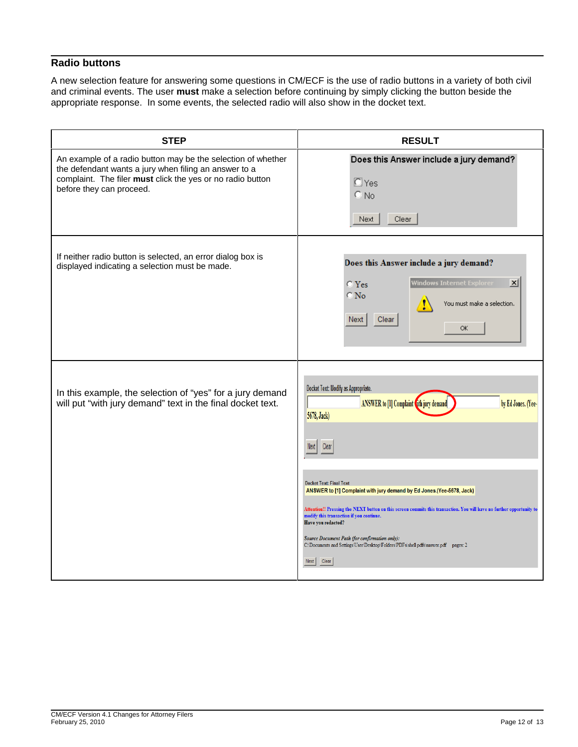## Radio buttons

A new selection feature for answering some questions in CM/ECF is the use of radio buttons in a variety of both civil and criminal events. The user **must** make a selection before continuing by simply clicking the button beside the appropriate response. In some events, the selected radio will also show in the docket text.

| STEP | RESULT |
|---|---|
| An example of a radio button may be the selection of whether the defendant wants a jury when filing an answer to a complaint. The filer **must** click the yes or no radio button before they can proceed. | Does this Answer include a jury demand? Yes / No [Next] [Clear] |
| If neither radio button is selected, an error dialog box is displayed indicating a selection must be made. | Does this Answer include a jury demand? Yes / No [Next] [Clear] — Windows Internet Explorer: You must make a selection. [OK] |
| In this example, the selection of "yes" for a jury demand will put "with jury demand" text in the final docket text. | Docket Text: Modify as Appropriate. ANSWER to [1] Complaint with jury demand by Ed Jones.(Yee-5678, Jack) [Next] [Clear] — Docket Text: Final Text: ANSWER to [1] Complaint with jury demand by Ed Jones.(Yee-5678, Jack). Attention!! Pressing the NEXT button on this screen commits this transaction. You will have no further opportunity to modify this transaction if you continue. Have you redacted? Source Document Path (for confirmation only): C:\Documents and Settings\User\Desktop\Folders\PDFs\shell pdfs\answer.pdf pages: 2 [Next] [Clear] |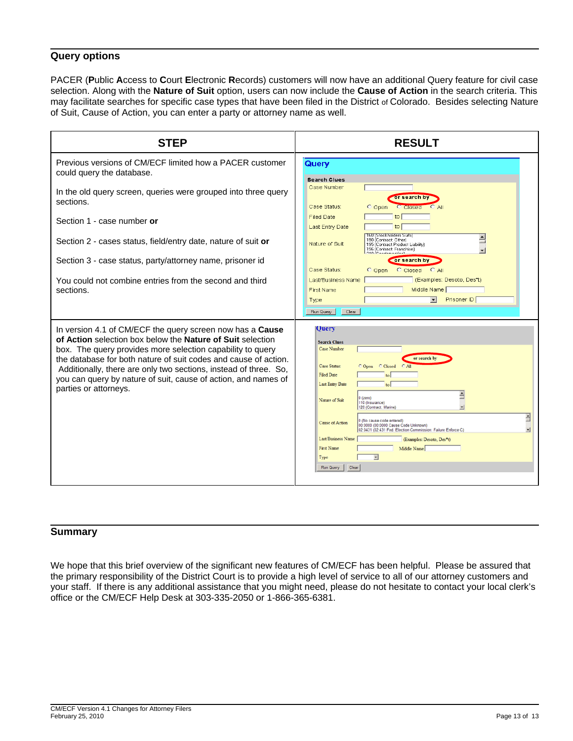## Query options

PACER (**P**ublic **A**ccess to **C**ourt **E**lectronic **R**ecords) customers will now have an additional Query feature for civil case selection. Along with the **Nature of Suit** option, users can now include the **Cause of Action** in the search criteria. This may facilitate searches for specific case types that have been filed in the District of Colorado. Besides selecting Nature of Suit, Cause of Action, you can enter a party or attorney name as well.

| STEP | RESULT |
|---|---|
| Previous versions of CM/ECF limited how a PACER customer could query the database.<br><br>In the old query screen, queries were grouped into three query sections.<br><br>Section 1 - case number **or**<br><br>Section 2 - cases status, field/entry date, nature of suit **or**<br><br>Section 3 - case status, party/attorney name, prisoner id<br><br>You could not combine entries from the second and third sections. | |
| In version 4.1 of CM/ECF the query screen now has a **Cause of Action** selection box below the **Nature of Suit** selection box. The query provides more selection capability to query the database for both nature of suit codes and cause of action. Additionally, there are only two sections, instead of three. So, you can query by nature of suit, cause of action, and names of parties or attorneys. | |

## Summary

We hope that this brief overview of the significant new features of CM/ECF has been helpful. Please be assured that the primary responsibility of the District Court is to provide a high level of service to all of our attorney customers and your staff. If there is any additional assistance that you might need, please do not hesitate to contact your local clerk's office or the CM/ECF Help Desk at 303-335-2050 or 1-866-365-6381.